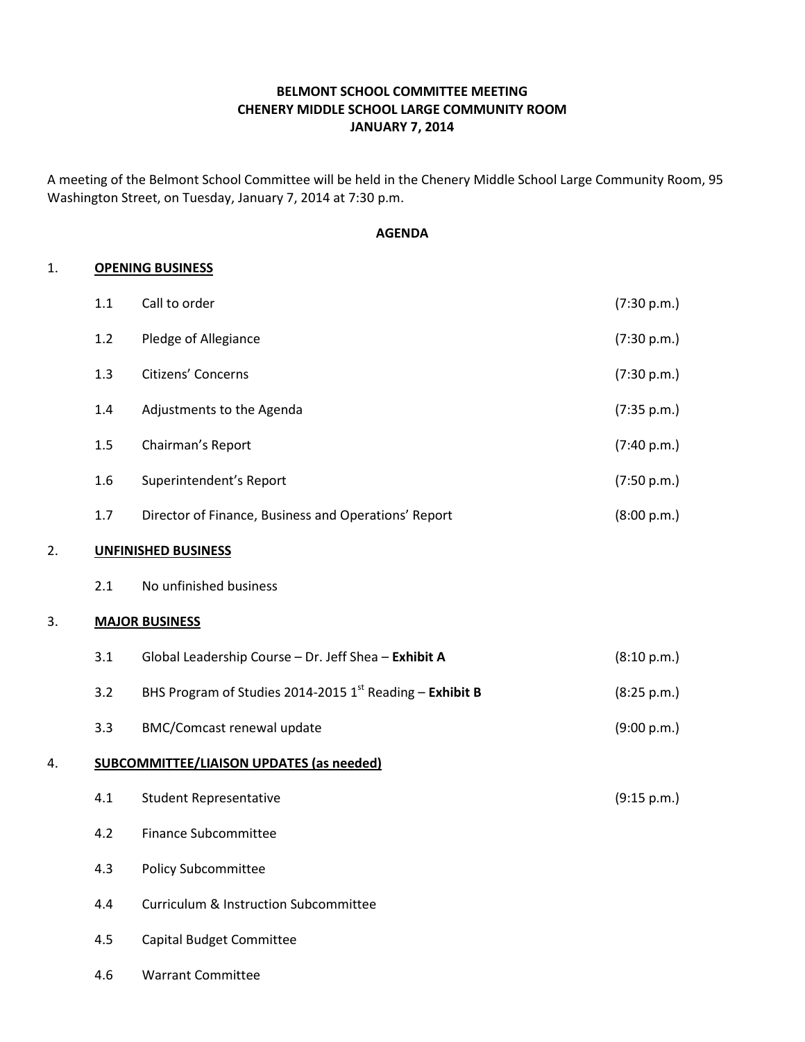**BELMONT SCHOOL COMMITTEE MEETING**
**CHENERY MIDDLE SCHOOL LARGE COMMUNITY ROOM**
**JANUARY 7, 2014**

A meeting of the Belmont School Committee will be held in the Chenery Middle School Large Community Room, 95 Washington Street, on Tuesday, January 7, 2014 at 7:30 p.m.

**AGENDA**

1. **OPENING BUSINESS**

| | | |
|---|---|---|
| 1.1 | Call to order | (7:30 p.m.) |
| 1.2 | Pledge of Allegiance | (7:30 p.m.) |
| 1.3 | Citizens' Concerns | (7:30 p.m.) |
| 1.4 | Adjustments to the Agenda | (7:35 p.m.) |
| 1.5 | Chairman's Report | (7:40 p.m.) |
| 1.6 | Superintendent's Report | (7:50 p.m.) |
| 1.7 | Director of Finance, Business and Operations' Report | (8:00 p.m.) |

2. **UNFINISHED BUSINESS**

| | | |
|---|---|---|
| 2.1 | No unfinished business | |

3. **MAJOR BUSINESS**

| | | |
|---|---|---|
| 3.1 | Global Leadership Course – Dr. Jeff Shea – **Exhibit A** | (8:10 p.m.) |
| 3.2 | BHS Program of Studies 2014-2015 1st Reading – **Exhibit B** | (8:25 p.m.) |
| 3.3 | BMC/Comcast renewal update | (9:00 p.m.) |

4. **SUBCOMMITTEE/LIAISON UPDATES (as needed)**

| | | |
|---|---|---|
| 4.1 | Student Representative | (9:15 p.m.) |
| 4.2 | Finance Subcommittee | |
| 4.3 | Policy Subcommittee | |
| 4.4 | Curriculum & Instruction Subcommittee | |
| 4.5 | Capital Budget Committee | |
| 4.6 | Warrant Committee | |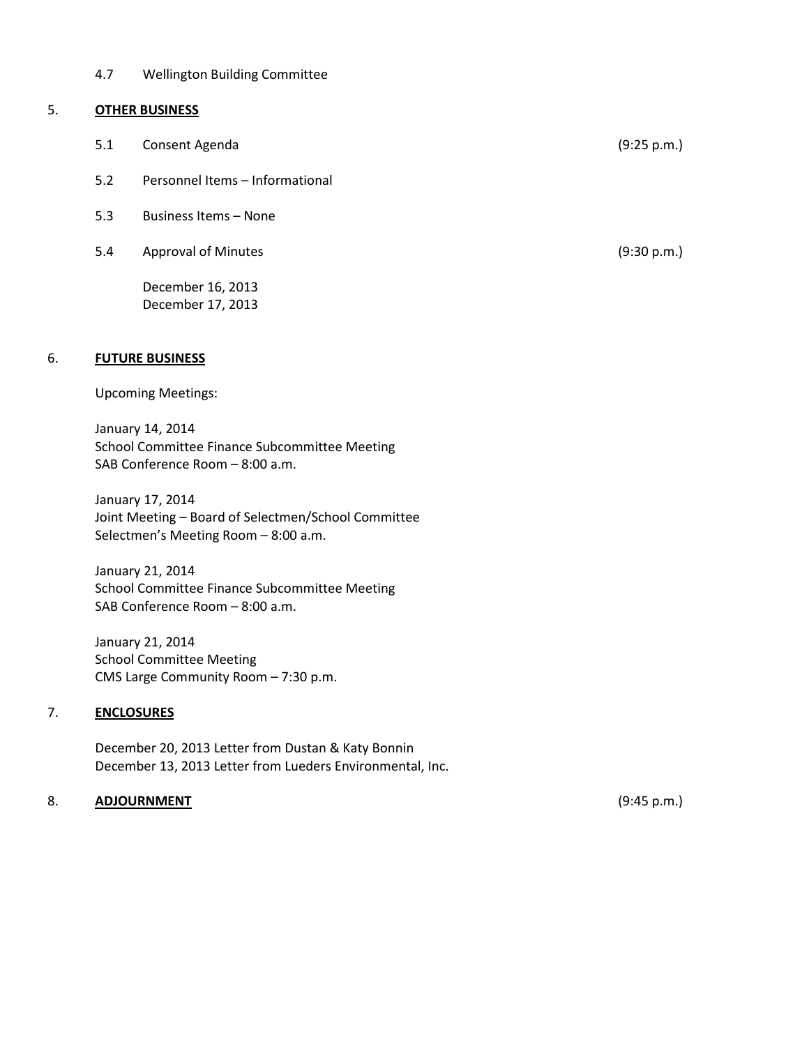4.7 Wellington Building Committee

5. **OTHER BUSINESS**

5.1 Consent Agenda (9:25 p.m.)

5.2 Personnel Items – Informational

5.3 Business Items – None

5.4 Approval of Minutes (9:30 p.m.)

December 16, 2013
December 17, 2013

6. **FUTURE BUSINESS**

Upcoming Meetings:

January 14, 2014
School Committee Finance Subcommittee Meeting
SAB Conference Room – 8:00 a.m.

January 17, 2014
Joint Meeting – Board of Selectmen/School Committee
Selectmen's Meeting Room – 8:00 a.m.

January 21, 2014
School Committee Finance Subcommittee Meeting
SAB Conference Room – 8:00 a.m.

January 21, 2014
School Committee Meeting
CMS Large Community Room – 7:30 p.m.

7. **ENCLOSURES**

December 20, 2013 Letter from Dustan & Katy Bonnin
December 13, 2013 Letter from Lueders Environmental, Inc.

8. **ADJOURNMENT** (9:45 p.m.)